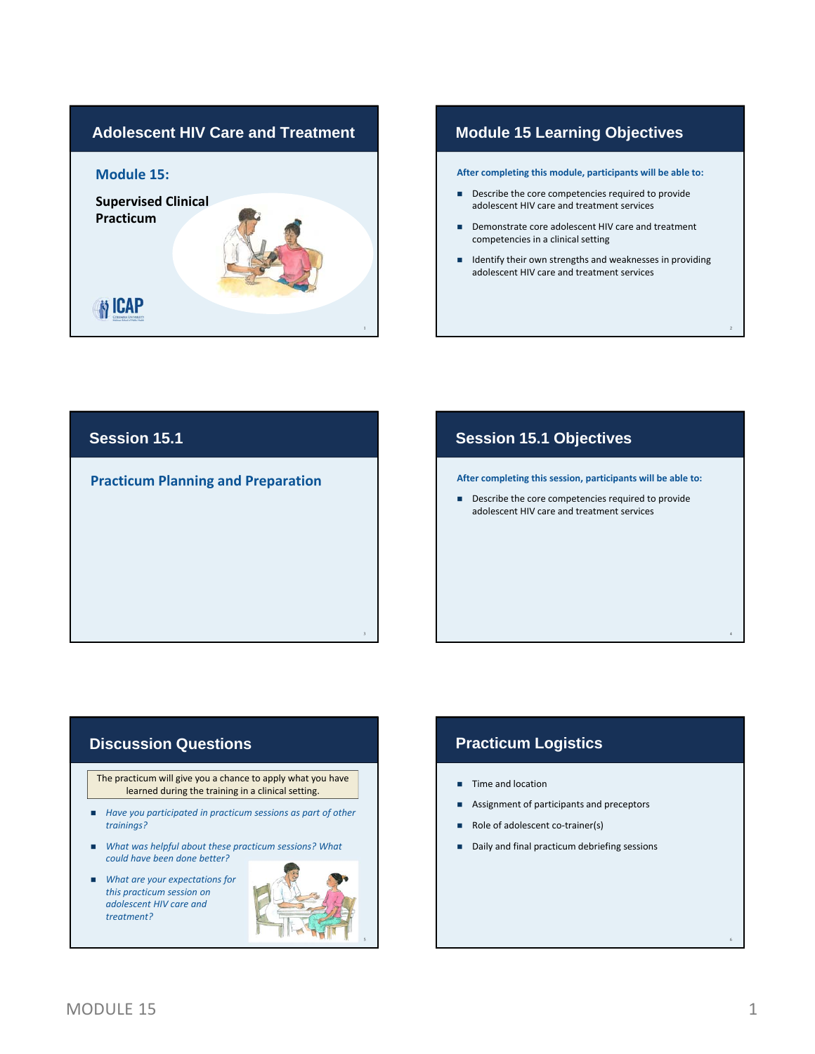## Adolescent HIV Care and Treatment

### Module 15:

**Supervised Clinical Practicum**

ICAP

## Module 15 Learning Objectives

**After completing this module, participants will be able to:**

- Describe the core competencies required to provide adolescent HIV care and treatment services
- Demonstrate core adolescent HIV care and treatment competencies in a clinical setting
- Identify their own strengths and weaknesses in providing adolescent HIV care and treatment services

## Session 15.1

### Practicum Planning and Preparation

## Session 15.1 Objectives

**After completing this session, participants will be able to:**

- Describe the core competencies required to provide adolescent HIV care and treatment services

## Discussion Questions

The practicum will give you a chance to apply what you have learned during the training in a clinical setting.

- *Have you participated in practicum sessions as part of other trainings?*
- *What was helpful about these practicum sessions? What could have been done better?*
- *What are your expectations for this practicum session on adolescent HIV care and treatment?*

## Practicum Logistics

- Time and location
- Assignment of participants and preceptors
- Role of adolescent co-trainer(s)
- Daily and final practicum debriefing sessions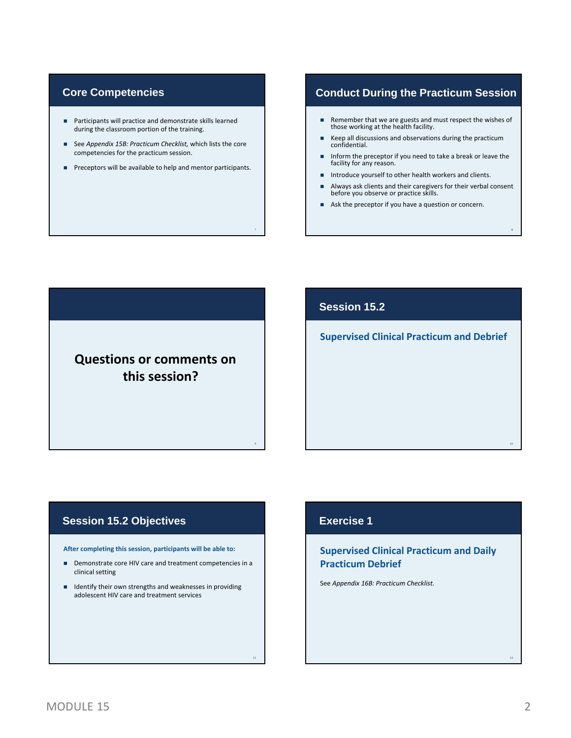## Core Competencies

- Participants will practice and demonstrate skills learned during the classroom portion of the training.
- See *Appendix 15B: Practicum Checklist,* which lists the core competencies for the practicum session.
- Preceptors will be available to help and mentor participants.

## Conduct During the Practicum Session

- Remember that we are guests and must respect the wishes of those working at the health facility.
- Keep all discussions and observations during the practicum confidential.
- Inform the preceptor if you need to take a break or leave the facility for any reason.
- Introduce yourself to other health workers and clients.
- Always ask clients and their caregivers for their verbal consent before you observe or practice skills.
- Ask the preceptor if you have a question or concern.

**Questions or comments on this session?**

## Session 15.2

**Supervised Clinical Practicum and Debrief**

## Session 15.2 Objectives

**After completing this session, participants will be able to:**

- Demonstrate core HIV care and treatment competencies in a clinical setting
- Identify their own strengths and weaknesses in providing adolescent HIV care and treatment services

## Exercise 1

**Supervised Clinical Practicum and Daily Practicum Debrief**

See *Appendix 16B: Practicum Checklist.*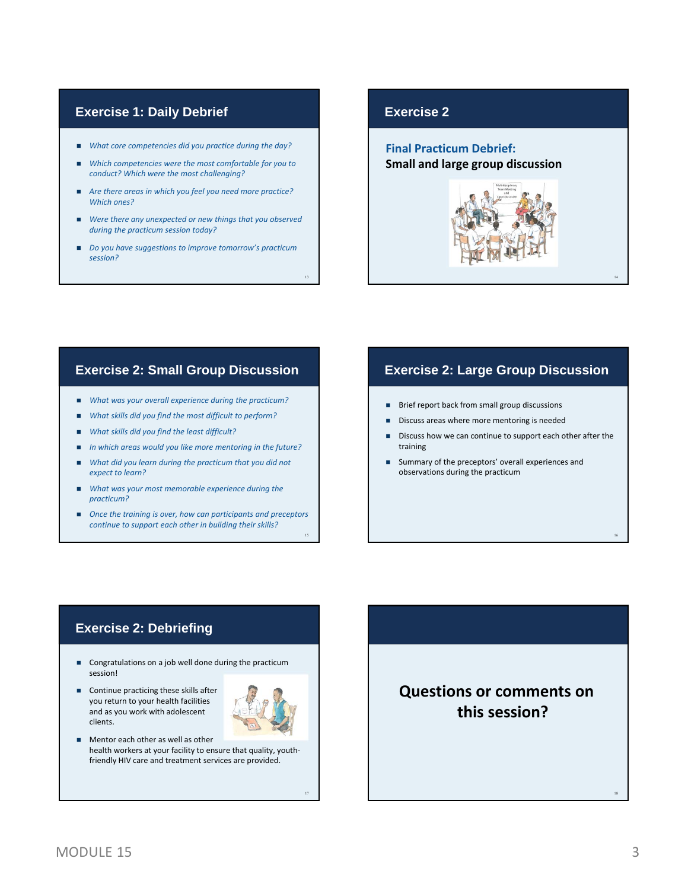## Exercise 1: Daily Debrief

- *What core competencies did you practice during the day?*
- *Which competencies were the most comfortable for you to conduct? Which were the most challenging?*
- *Are there areas in which you feel you need more practice? Which ones?*
- *Were there any unexpected or new things that you observed during the practicum session today?*
- *Do you have suggestions to improve tomorrow's practicum session?*

## Exercise 2

**Final Practicum Debrief:**

**Small and large group discussion**

## Exercise 2: Small Group Discussion

- *What was your overall experience during the practicum?*
- *What skills did you find the most difficult to perform?*
- *What skills did you find the least difficult?*
- *In which areas would you like more mentoring in the future?*
- *What did you learn during the practicum that you did not expect to learn?*
- *What was your most memorable experience during the practicum?*
- *Once the training is over, how can participants and preceptors continue to support each other in building their skills?*

## Exercise 2: Large Group Discussion

- Brief report back from small group discussions
- Discuss areas where more mentoring is needed
- Discuss how we can continue to support each other after the training
- Summary of the preceptors' overall experiences and observations during the practicum

## Exercise 2: Debriefing

- Congratulations on a job well done during the practicum session!
- Continue practicing these skills after you return to your health facilities and as you work with adolescent clients.
- Mentor each other as well as other health workers at your facility to ensure that quality, youth-friendly HIV care and treatment services are provided.

**Questions or comments on this session?**